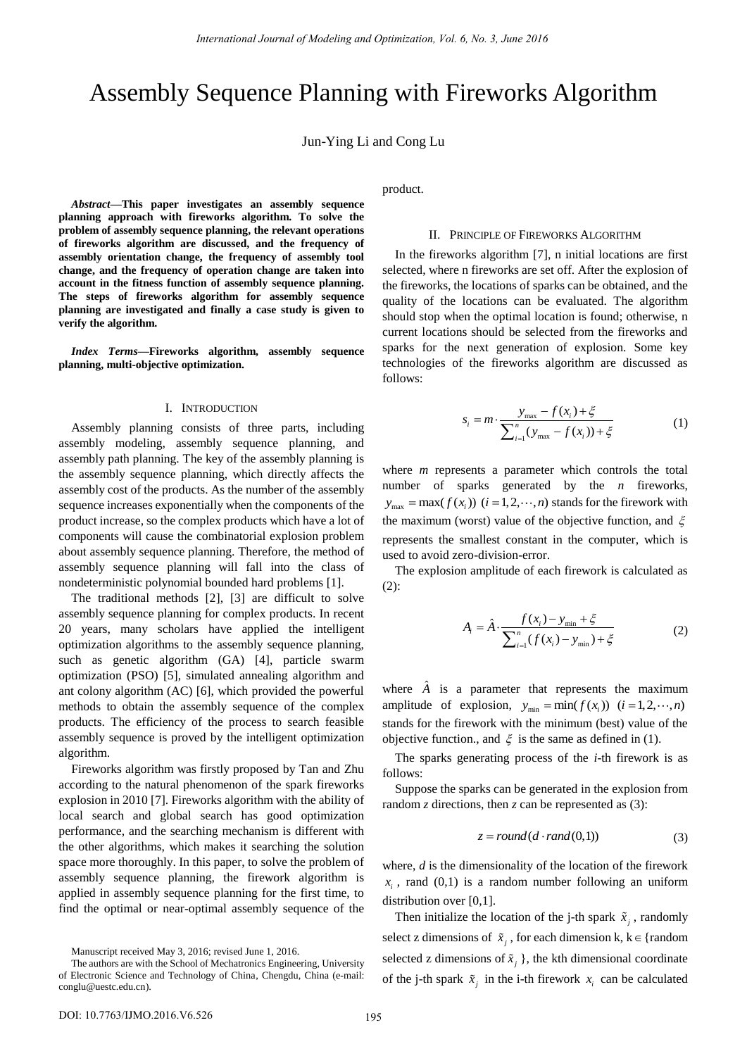# Assembly Sequence Planning with Fireworks Algorithm

Jun-Ying Li and Cong Lu

***Abstract*—This paper investigates an assembly sequence planning approach with fireworks algorithm. To solve the problem of assembly sequence planning, the relevant operations of fireworks algorithm are discussed, and the frequency of assembly orientation change, the frequency of assembly tool change, and the frequency of operation change are taken into account in the fitness function of assembly sequence planning. The steps of fireworks algorithm for assembly sequence planning are investigated and finally a case study is given to verify the algorithm.**

***Index Terms*—Fireworks algorithm, assembly sequence planning, multi-objective optimization.**

## I. Introduction

Assembly planning consists of three parts, including assembly modeling, assembly sequence planning, and assembly path planning. The key of the assembly planning is the assembly sequence planning, which directly affects the assembly cost of the products. As the number of the assembly sequence increases exponentially when the components of the product increase, so the complex products which have a lot of components will cause the combinatorial explosion problem about assembly sequence planning. Therefore, the method of assembly sequence planning will fall into the class of nondeterministic polynomial bounded hard problems [1].

The traditional methods [2], [3] are difficult to solve assembly sequence planning for complex products. In recent 20 years, many scholars have applied the intelligent optimization algorithms to the assembly sequence planning, such as genetic algorithm (GA) [4], particle swarm optimization (PSO) [5], simulated annealing algorithm and ant colony algorithm (AC) [6], which provided the powerful methods to obtain the assembly sequence of the complex products. The efficiency of the process to search feasible assembly sequence is proved by the intelligent optimization algorithm.

Fireworks algorithm was firstly proposed by Tan and Zhu according to the natural phenomenon of the spark fireworks explosion in 2010 [7]. Fireworks algorithm with the ability of local search and global search has good optimization performance, and the searching mechanism is different with the other algorithms, which makes it searching the solution space more thoroughly. In this paper, to solve the problem of assembly sequence planning, the firework algorithm is applied in assembly sequence planning for the first time, to find the optimal or near-optimal assembly sequence of the product.

Manuscript received May 3, 2016; revised June 1, 2016.

The authors are with the School of Mechatronics Engineering, University of Electronic Science and Technology of China, Chengdu, China (e-mail: conglu@uestc.edu.cn).

## II. Principle of Fireworks Algorithm

In the fireworks algorithm [7], n initial locations are first selected, where n fireworks are set off. After the explosion of the fireworks, the locations of sparks can be obtained, and the quality of the locations can be evaluated. The algorithm should stop when the optimal location is found; otherwise, n current locations should be selected from the fireworks and sparks for the next generation of explosion. Some key technologies of the fireworks algorithm are discussed as follows:

$$s_i = m \cdot \frac{y_{\max} - f(x_i) + \xi}{\sum_{i=1}^{n}(y_{\max} - f(x_i)) + \xi} \tag{1}$$

where *m* represents a parameter which controls the total number of sparks generated by the *n* fireworks, $y_{\max} = \max(f(x_i))\ (i = 1, 2, \cdots, n)$ stands for the firework with the maximum (worst) value of the objective function, and $\xi$ represents the smallest constant in the computer, which is used to avoid zero-division-error.

The explosion amplitude of each firework is calculated as (2):

$$A_i = \hat{A} \cdot \frac{f(x_i) - y_{\min} + \xi}{\sum_{i=1}^{n}(f(x_i) - y_{\min}) + \xi} \tag{2}$$

where $\hat{A}$ is a parameter that represents the maximum amplitude of explosion, $y_{\min} = \min(f(x_i))\ (i = 1, 2, \cdots, n)$ stands for the firework with the minimum (best) value of the objective function., and $\xi$ is the same as defined in (1).

The sparks generating process of the *i*-th firework is as follows:

Suppose the sparks can be generated in the explosion from random *z* directions, then *z* can be represented as (3):

$$z = round(d \cdot rand(0,1)) \tag{3}$$

where, *d* is the dimensionality of the location of the firework $x_i$, rand (0,1) is a random number following an uniform distribution over [0,1].

Then initialize the location of the j-th spark $\tilde{x}_j$, randomly select z dimensions of $\tilde{x}_j$, for each dimension k, k $\in$ {random selected z dimensions of $\tilde{x}_j$ }, the kth dimensional coordinate of the j-th spark $\tilde{x}_j$ in the i-th firework $x_i$ can be calculated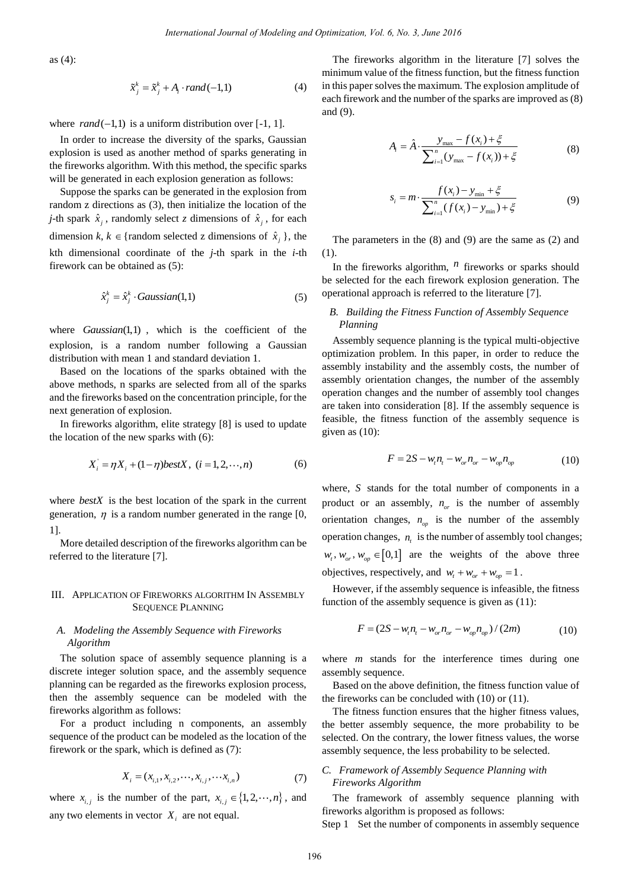as (4):

$$\tilde{x}_j^k = \tilde{x}_j^k + A_i \cdot rand(-1,1) \tag{4}$$

where $rand(-1,1)$ is a uniform distribution over [-1, 1].

In order to increase the diversity of the sparks, Gaussian explosion is used as another method of sparks generating in the fireworks algorithm. With this method, the specific sparks will be generated in each explosion generation as follows:

Suppose the sparks can be generated in the explosion from random z directions as (3), then initialize the location of the *j*-th spark $\hat{x}_j$, randomly select *z* dimensions of $\hat{x}_j$, for each dimension *k*, $k \in$ {random selected z dimensions of $\hat{x}_j$ }, the kth dimensional coordinate of the *j*-th spark in the *i*-th firework can be obtained as (5):

$$\hat{x}_j^k = \hat{x}_j^k \cdot Gaussian(1,1) \tag{5}$$

where $Gaussian(1,1)$, which is the coefficient of the explosion, is a random number following a Gaussian distribution with mean 1 and standard deviation 1.

Based on the locations of the sparks obtained with the above methods, n sparks are selected from all of the sparks and the fireworks based on the concentration principle, for the next generation of explosion.

In fireworks algorithm, elite strategy [8] is used to update the location of the new sparks with (6):

$$X_i^{`} = \eta X_i + (1-\eta) bestX, \ (i = 1, 2, \cdots, n) \tag{6}$$

where *bestX* is the best location of the spark in the current generation, $\eta$ is a random number generated in the range [0, 1].

More detailed description of the fireworks algorithm can be referred to the literature [7].

## III. Application of Fireworks Algorithm In Assembly Sequence Planning

### A. Modeling the Assembly Sequence with Fireworks Algorithm

The solution space of assembly sequence planning is a discrete integer solution space, and the assembly sequence planning can be regarded as the fireworks explosion process, then the assembly sequence can be modeled with the fireworks algorithm as follows:

For a product including n components, an assembly sequence of the product can be modeled as the location of the firework or the spark, which is defined as (7):

$$X_i = (x_{i,1}, x_{i,2}, \cdots, x_{i,j}, \cdots x_{i,n}) \tag{7}$$

where $x_{i,j}$ is the number of the part, $x_{i,j} \in \{1, 2, \cdots, n\}$, and any two elements in vector $X_i$ are not equal.

The fireworks algorithm in the literature [7] solves the minimum value of the fitness function, but the fitness function in this paper solves the maximum. The explosion amplitude of each firework and the number of the sparks are improved as (8) and (9).

$$A_i = \hat{A} \cdot \frac{y_{\max} - f(x_i) + \xi}{\sum_{i=1}^{n} (y_{\max} - f(x_i)) + \xi} \tag{8}$$

$$s_i = m \cdot \frac{f(x_i) - y_{\min} + \xi}{\sum_{i=1}^{n} (f(x_i) - y_{\min}) + \xi} \tag{9}$$

The parameters in the (8) and (9) are the same as (2) and (1).

In the fireworks algorithm, $n$ fireworks or sparks should be selected for the each firework explosion generation. The operational approach is referred to the literature [7].

### B. Building the Fitness Function of Assembly Sequence Planning

Assembly sequence planning is the typical multi-objective optimization problem. In this paper, in order to reduce the assembly instability and the assembly costs, the number of assembly orientation changes, the number of the assembly operation changes and the number of assembly tool changes are taken into consideration [8]. If the assembly sequence is feasible, the fitness function of the assembly sequence is given as (10):

$$F = 2S - w_t n_t - w_{or} n_{or} - w_{op} n_{op} \tag{10}$$

where, *S* stands for the total number of components in a product or an assembly, $n_{or}$ is the number of assembly orientation changes, $n_{op}$ is the number of the assembly operation changes, $n_t$ is the number of assembly tool changes; $w_t, w_{or}, w_{op} \in [0,1]$ are the weights of the above three objectives, respectively, and $w_t + w_{or} + w_{op} = 1$.

However, if the assembly sequence is infeasible, the fitness function of the assembly sequence is given as (11):

$$F = (2S - w_t n_t - w_{or} n_{or} - w_{op} n_{op}) / (2m) \tag{10}$$

where *m* stands for the interference times during one assembly sequence.

Based on the above definition, the fitness function value of the fireworks can be concluded with (10) or (11).

The fitness function ensures that the higher fitness values, the better assembly sequence, the more probability to be selected. On the contrary, the lower fitness values, the worse assembly sequence, the less probability to be selected.

### C. Framework of Assembly Sequence Planning with Fireworks Algorithm

The framework of assembly sequence planning with fireworks algorithm is proposed as follows:

Step 1 Set the number of components in assembly sequence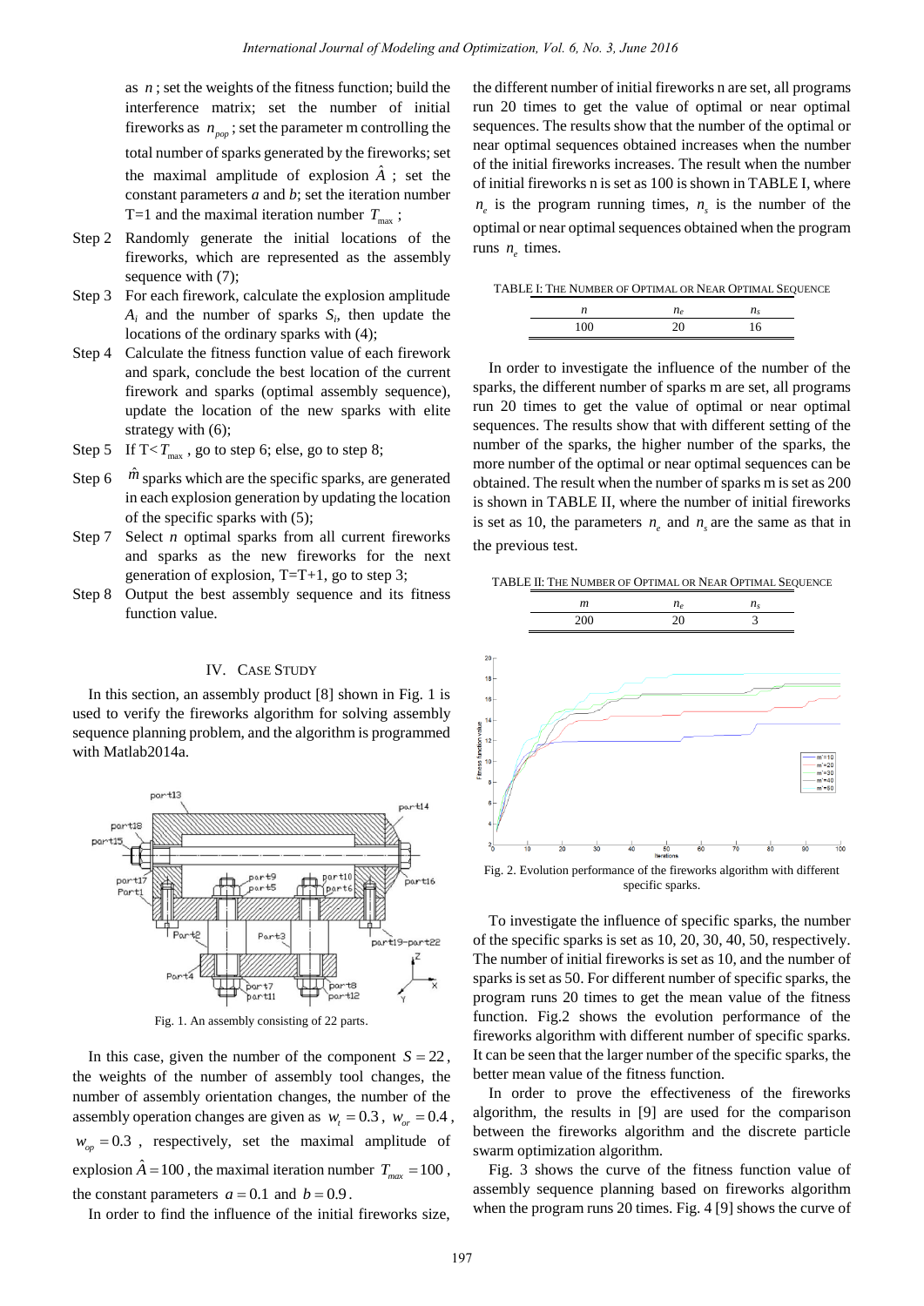as $n$; set the weights of the fitness function; build the interference matrix; set the number of initial fireworks as $n_{pop}$; set the parameter m controlling the total number of sparks generated by the fireworks; set the maximal amplitude of explosion $\hat{A}$; set the constant parameters *a* and *b*; set the iteration number T=1 and the maximal iteration number $T_{\max}$;

Step 2 Randomly generate the initial locations of the fireworks, which are represented as the assembly sequence with (7);

Step 3 For each firework, calculate the explosion amplitude $A_i$ and the number of sparks $S_i$, then update the locations of the ordinary sparks with (4);

Step 4 Calculate the fitness function value of each firework and spark, conclude the best location of the current firework and sparks (optimal assembly sequence), update the location of the new sparks with elite strategy with (6);

Step 5 If $T < T_{\max}$, go to step 6; else, go to step 8;

Step 6 $\hat{m}$ sparks which are the specific sparks, are generated in each explosion generation by updating the location of the specific sparks with (5);

Step 7 Select *n* optimal sparks from all current fireworks and sparks as the new fireworks for the next generation of explosion, T=T+1, go to step 3;

Step 8 Output the best assembly sequence and its fitness function value.

## IV. Case Study

In this section, an assembly product [8] shown in Fig. 1 is used to verify the fireworks algorithm for solving assembly sequence planning problem, and the algorithm is programmed with Matlab2014a.

Fig. 1. An assembly consisting of 22 parts.

In this case, given the number of the component $S = 22$, the weights of the number of assembly tool changes, the number of assembly orientation changes, the number of the assembly operation changes are given as $w_t = 0.3$, $w_{or} = 0.4$, $w_{op} = 0.3$, respectively, set the maximal amplitude of explosion $\hat{A} = 100$, the maximal iteration number $T_{max} = 100$, the constant parameters $a = 0.1$ and $b = 0.9$.

In order to find the influence of the initial fireworks size, the different number of initial fireworks n are set, all programs run 20 times to get the value of optimal or near optimal sequences. The results show that the number of the optimal or near optimal sequences obtained increases when the number of the initial fireworks increases. The result when the number of initial fireworks n is set as 100 is shown in TABLE I, where $n_e$ is the program running times, $n_s$ is the number of the optimal or near optimal sequences obtained when the program runs $n_e$ times.

TABLE I: The Number of Optimal or Near Optimal Sequence

| $n$ | $n_e$ | $n_s$ |
|---|---|---|
| 100 | 20 | 16 |

In order to investigate the influence of the number of the sparks, the different number of sparks m are set, all programs run 20 times to get the value of optimal or near optimal sequences. The results show that with different setting of the number of the sparks, the higher number of the sparks, the more number of the optimal or near optimal sequences can be obtained. The result when the number of sparks m is set as 200 is shown in TABLE II, where the number of initial fireworks is set as 10, the parameters $n_e$ and $n_s$ are the same as that in the previous test.

TABLE II: The Number of Optimal or Near Optimal Sequence

| $m$ | $n_e$ | $n_s$ |
|---|---|---|
| 200 | 20 | 3 |

Fig. 2. Evolution performance of the fireworks algorithm with different specific sparks.

To investigate the influence of specific sparks, the number of the specific sparks is set as 10, 20, 30, 40, 50, respectively. The number of initial fireworks is set as 10, and the number of sparks is set as 50. For different number of specific sparks, the program runs 20 times to get the mean value of the fitness function. Fig.2 shows the evolution performance of the fireworks algorithm with different number of specific sparks. It can be seen that the larger number of the specific sparks, the better mean value of the fitness function.

In order to prove the effectiveness of the fireworks algorithm, the results in [9] are used for the comparison between the fireworks algorithm and the discrete particle swarm optimization algorithm.

Fig. 3 shows the curve of the fitness function value of assembly sequence planning based on fireworks algorithm when the program runs 20 times. Fig. 4 [9] shows the curve of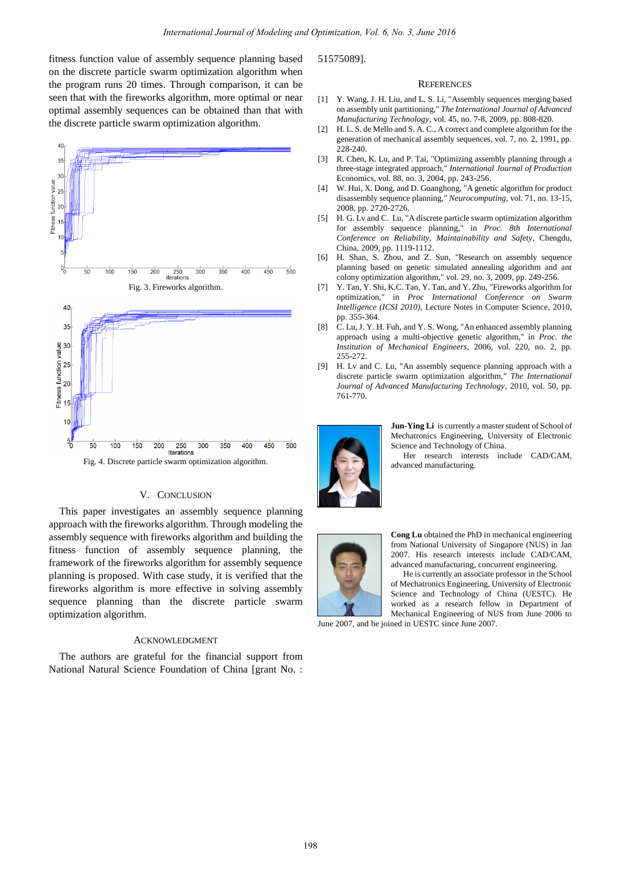fitness function value of assembly sequence planning based on the discrete particle swarm optimization algorithm when the program runs 20 times. Through comparison, it can be seen that with the fireworks algorithm, more optimal or near optimal assembly sequences can be obtained than that with the discrete particle swarm optimization algorithm.

Fitness function value

iterations

0 50 100 150 200 250 300 350 400 450 500

0 5 10 15 20 25 30 35 40

Fig. 3. Fireworks algorithm.

Fitness function value

Iterations

0 50 100 150 200 250 300 350 400 450 500

5 10 15 20 25 30 35 40

Fig. 4. Discrete particle swarm optimization algorithm.

## V. Conclusion

This paper investigates an assembly sequence planning approach with the fireworks algorithm. Through modeling the assembly sequence with fireworks algorithm and building the fitness function of assembly sequence planning, the framework of the fireworks algorithm for assembly sequence planning is proposed. With case study, it is verified that the fireworks algorithm is more effective in solving assembly sequence planning than the discrete particle swarm optimization algorithm.

## Acknowledgment

The authors are grateful for the financial support from National Natural Science Foundation of China [grant No. : 51575089].

## References

[1] Y. Wang, J. H. Liu, and L. S. Li, "Assembly sequences merging based on assembly unit partitioning," *The International Journal of Advanced Manufacturing Technology*, vol. 45, no. 7-8, 2009, pp. 808-820.

[2] H. L. S. de Mello and S. A. C., A correct and complete algorithm for the generation of mechanical assembly sequences, vol. 7, no. 2, 1991, pp. 228-240.

[3] R. Chen, K. Lu, and P. Tai, "Optimizing assembly planning through a three-stage integrated approach," *International Journal of Production* Economics, vol. 88, no. 3, 2004, pp. 243-256.

[4] W. Hui, X. Dong, and D. Guanghong, "A genetic algorithm for product disassembly sequence planning," *Neurocomputing*, vol. 71, no. 13-15, 2008, pp. 2720-2726.

[5] H. G. Lv and C. Lu, "A discrete particle swarm optimization algorithm for assembly sequence planning," in *Proc. 8th International Conference on Reliability, Maintainability and Safety*, Chengdu, China, 2009, pp. 1119-1112.

[6] H. Shan, S. Zhou, and Z. Sun, "Research on assembly sequence planning based on genetic simulated annealing algorithm and ant colony optimization algorithm," vol. 29, no. 3, 2009, pp. 249-256.

[7] Y. Tan, Y. Shi, K.C. Tan, Y. Tan, and Y. Zhu, "Fireworks algorithm for optimization," in *Proc International Conference on Swarm Intelligence (ICSI 2010)*, Lecture Notes in Computer Science, 2010, pp. 355-364.

[8] C. Lu, J. Y. H. Fuh, and Y. S. Wong, "An enhanced assembly planning approach using a multi-objective genetic algorithm," in *Proc. the Institution of Mechanical Engineers*, 2006, vol. 220, no. 2, pp. 255-272.

[9] H. Lv and C. Lu, "An assembly sequence planning approach with a discrete particle swarm optimization algorithm," *The International Journal of Advanced Manufacturing Technology*, 2010, vol. 50, pp. 761-770.

**Jun-Ying Li** is currently a master student of School of Mechatronics Engineering, University of Electronic Science and Technology of China.

Her research interests include CAD/CAM, advanced manufacturing.

**Cong Lu** obtained the PhD in mechanical engineering from National University of Singapore (NUS) in Jan 2007. His research interests include CAD/CAM, advanced manufacturing, concurrent engineering.

He is currently an associate professor in the School of Mechatronics Engineering, University of Electronic Science and Technology of China (UESTC). He worked as a research fellow in Department of Mechanical Engineering of NUS from June 2006 to June 2007, and he joined in UESTC since June 2007.